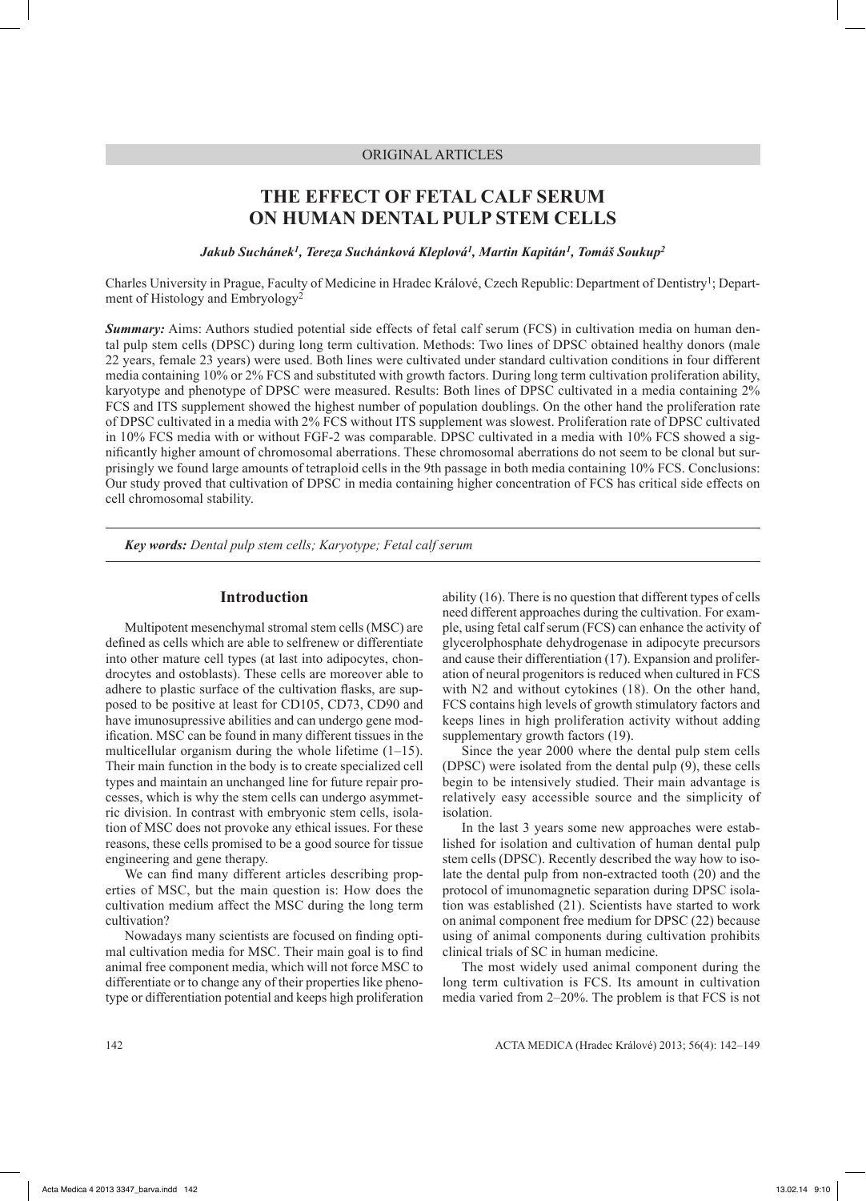ORIGINAL ARTICLES

# THE EFFECT OF FETAL CALF SERUM ON HUMAN DENTAL PULP STEM CELLS

*Jakub Suchánek[1], Tereza Suchánková Kleplová[1], Martin Kapitán[1], Tomáš Soukup[2]*

Charles University in Prague, Faculty of Medicine in Hradec Králové, Czech Republic: Department of Dentistry[1]; Department of Histology and Embryology[2]

***Summary:*** Aims: Authors studied potential side effects of fetal calf serum (FCS) in cultivation media on human dental pulp stem cells (DPSC) during long term cultivation. Methods: Two lines of DPSC obtained healthy donors (male 22 years, female 23 years) were used. Both lines were cultivated under standard cultivation conditions in four different media containing 10% or 2% FCS and substituted with growth factors. During long term cultivation proliferation ability, karyotype and phenotype of DPSC were measured. Results: Both lines of DPSC cultivated in a media containing 2% FCS and ITS supplement showed the highest number of population doublings. On the other hand the proliferation rate of DPSC cultivated in a media with 2% FCS without ITS supplement was slowest. Proliferation rate of DPSC cultivated in 10% FCS media with or without FGF-2 was comparable. DPSC cultivated in a media with 10% FCS showed a significantly higher amount of chromosomal aberrations. These chromosomal aberrations do not seem to be clonal but surprisingly we found large amounts of tetraploid cells in the 9th passage in both media containing 10% FCS. Conclusions: Our study proved that cultivation of DPSC in media containing higher concentration of FCS has critical side effects on cell chromosomal stability.

***Key words:*** *Dental pulp stem cells; Karyotype; Fetal calf serum*

## Introduction

Multipotent mesenchymal stromal stem cells (MSC) are defined as cells which are able to selfrenew or differentiate into other mature cell types (at last into adipocytes, chondrocytes and ostoblasts). These cells are moreover able to adhere to plastic surface of the cultivation flasks, are supposed to be positive at least for CD105, CD73, CD90 and have imunosupressive abilities and can undergo gene modification. MSC can be found in many different tissues in the multicellular organism during the whole lifetime (1–15). Their main function in the body is to create specialized cell types and maintain an unchanged line for future repair processes, which is why the stem cells can undergo asymmetric division. In contrast with embryonic stem cells, isolation of MSC does not provoke any ethical issues. For these reasons, these cells promised to be a good source for tissue engineering and gene therapy.

We can find many different articles describing properties of MSC, but the main question is: How does the cultivation medium affect the MSC during the long term cultivation?

Nowadays many scientists are focused on finding optimal cultivation media for MSC. Their main goal is to find animal free component media, which will not force MSC to differentiate or to change any of their properties like phenotype or differentiation potential and keeps high proliferation ability (16). There is no question that different types of cells need different approaches during the cultivation. For example, using fetal calf serum (FCS) can enhance the activity of glycerolphosphate dehydrogenase in adipocyte precursors and cause their differentiation (17). Expansion and proliferation of neural progenitors is reduced when cultured in FCS with N2 and without cytokines (18). On the other hand, FCS contains high levels of growth stimulatory factors and keeps lines in high proliferation activity without adding supplementary growth factors (19).

Since the year 2000 where the dental pulp stem cells (DPSC) were isolated from the dental pulp (9), these cells begin to be intensively studied. Their main advantage is relatively easy accessible source and the simplicity of isolation.

In the last 3 years some new approaches were established for isolation and cultivation of human dental pulp stem cells (DPSC). Recently described the way how to isolate the dental pulp from non-extracted tooth (20) and the protocol of imunomagnetic separation during DPSC isolation was established (21). Scientists have started to work on animal component free medium for DPSC (22) because using of animal components during cultivation prohibits clinical trials of SC in human medicine.

The most widely used animal component during the long term cultivation is FCS. Its amount in cultivation media varied from 2–20%. The problem is that FCS is not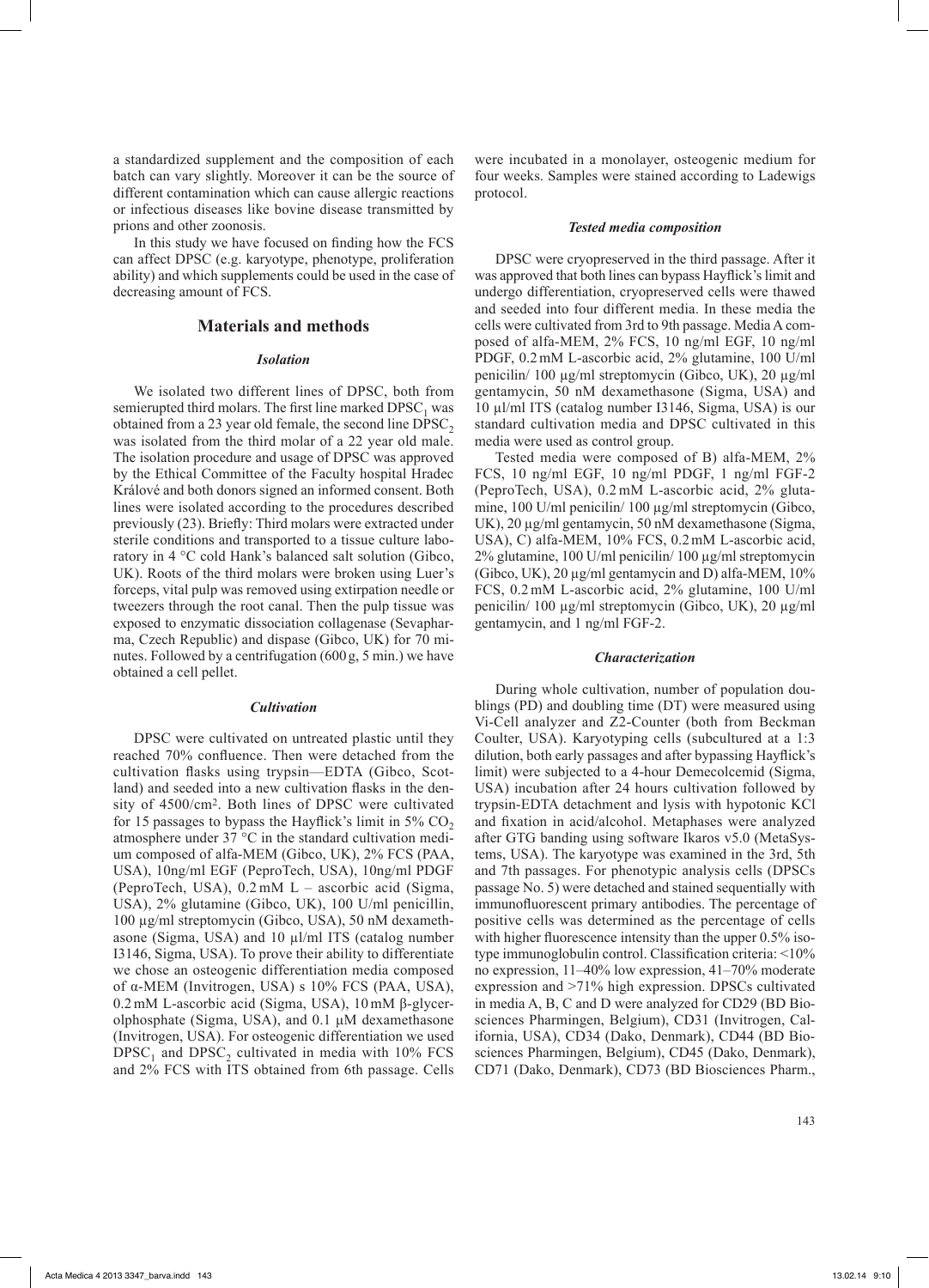a standardized supplement and the composition of each batch can vary slightly. Moreover it can be the source of different contamination which can cause allergic reactions or infectious diseases like bovine disease transmitted by prions and other zoonosis.

In this study we have focused on finding how the FCS can affect DPSC (e.g. karyotype, phenotype, proliferation ability) and which supplements could be used in the case of decreasing amount of FCS.

## Materials and methods

### *Isolation*

We isolated two different lines of DPSC, both from semierupted third molars. The first line marked $DPSC_1$ was obtained from a 23 year old female, the second line $DPSC_2$ was isolated from the third molar of a 22 year old male. The isolation procedure and usage of DPSC was approved by the Ethical Committee of the Faculty hospital Hradec Králové and both donors signed an informed consent. Both lines were isolated according to the procedures described previously (23). Briefly: Third molars were extracted under sterile conditions and transported to a tissue culture laboratory in 4 °C cold Hank's balanced salt solution (Gibco, UK). Roots of the third molars were broken using Luer's forceps, vital pulp was removed using extirpation needle or tweezers through the root canal. Then the pulp tissue was exposed to enzymatic dissociation collagenase (Sevapharma, Czech Republic) and dispase (Gibco, UK) for 70 minutes. Followed by a centrifugation (600 g, 5 min.) we have obtained a cell pellet.

### *Cultivation*

DPSC were cultivated on untreated plastic until they reached 70% confluence. Then were detached from the cultivation flasks using trypsin—EDTA (Gibco, Scotland) and seeded into a new cultivation flasks in the density of 4500/cm2. Both lines of DPSC were cultivated for 15 passages to bypass the Hayflick's limit in 5% $CO_2$ atmosphere under 37 °C in the standard cultivation medium composed of alfa-MEM (Gibco, UK), 2% FCS (PAA, USA), 10ng/ml EGF (PeproTech, USA), 10ng/ml PDGF (PeproTech, USA), 0.2 mM L – ascorbic acid (Sigma, USA), 2% glutamine (Gibco, UK), 100 U/ml penicillin, 100 µg/ml streptomycin (Gibco, USA), 50 nM dexamethasone (Sigma, USA) and 10 µl/ml ITS (catalog number I3146, Sigma, USA). To prove their ability to differentiate we chose an osteogenic differentiation media composed of α-MEM (Invitrogen, USA) s 10% FCS (PAA, USA), 0.2 mM L-ascorbic acid (Sigma, USA), 10 mM β-glycerolphosphate (Sigma, USA), and 0.1 µM dexamethasone (Invitrogen, USA). For osteogenic differentiation we used $DPSC_1$ and $DPSC_2$ cultivated in media with 10% FCS and 2% FCS with ITS obtained from 6th passage. Cells were incubated in a monolayer, osteogenic medium for four weeks. Samples were stained according to Ladewigs protocol.

### *Tested media composition*

DPSC were cryopreserved in the third passage. After it was approved that both lines can bypass Hayflick's limit and undergo differentiation, cryopreserved cells were thawed and seeded into four different media. In these media the cells were cultivated from 3rd to 9th passage. Media A composed of alfa-MEM, 2% FCS, 10 ng/ml EGF, 10 ng/ml PDGF, 0.2 mM L-ascorbic acid, 2% glutamine, 100 U/ml penicilin/ 100 µg/ml streptomycin (Gibco, UK), 20 µg/ml gentamycin, 50 nM dexamethasone (Sigma, USA) and 10 µl/ml ITS (catalog number I3146, Sigma, USA) is our standard cultivation media and DPSC cultivated in this media were used as control group.

Tested media were composed of B) alfa-MEM, 2% FCS, 10 ng/ml EGF, 10 ng/ml PDGF, 1 ng/ml FGF-2 (PeproTech, USA), 0.2 mM L-ascorbic acid, 2% glutamine, 100 U/ml penicilin/ 100 µg/ml streptomycin (Gibco, UK), 20 µg/ml gentamycin, 50 nM dexamethasone (Sigma, USA), C) alfa-MEM, 10% FCS, 0.2 mM L-ascorbic acid, 2% glutamine, 100 U/ml penicilin/ 100 µg/ml streptomycin (Gibco, UK), 20 µg/ml gentamycin and D) alfa-MEM, 10% FCS, 0.2 mM L-ascorbic acid, 2% glutamine, 100 U/ml penicilin/ 100 µg/ml streptomycin (Gibco, UK), 20 µg/ml gentamycin, and 1 ng/ml FGF-2.

### *Characterization*

During whole cultivation, number of population doublings (PD) and doubling time (DT) were measured using Vi-Cell analyzer and Z2-Counter (both from Beckman Coulter, USA). Karyotyping cells (subcultured at a 1:3 dilution, both early passages and after bypassing Hayflick's limit) were subjected to a 4-hour Demecolcemid (Sigma, USA) incubation after 24 hours cultivation followed by trypsin-EDTA detachment and lysis with hypotonic KCl and fixation in acid/alcohol. Metaphases were analyzed after GTG banding using software Ikaros v5.0 (MetaSystems, USA). The karyotype was examined in the 3rd, 5th and 7th passages. For phenotypic analysis cells (DPSCs passage No. 5) were detached and stained sequentially with immunofluorescent primary antibodies. The percentage of positive cells was determined as the percentage of cells with higher fluorescence intensity than the upper 0.5% isotype immunoglobulin control. Classification criteria: <10% no expression, 11–40% low expression, 41–70% moderate expression and >71% high expression. DPSCs cultivated in media A, B, C and D were analyzed for CD29 (BD Biosciences Pharmingen, Belgium), CD31 (Invitrogen, California, USA), CD34 (Dako, Denmark), CD44 (BD Biosciences Pharmingen, Belgium), CD45 (Dako, Denmark), CD71 (Dako, Denmark), CD73 (BD Biosciences Pharm.,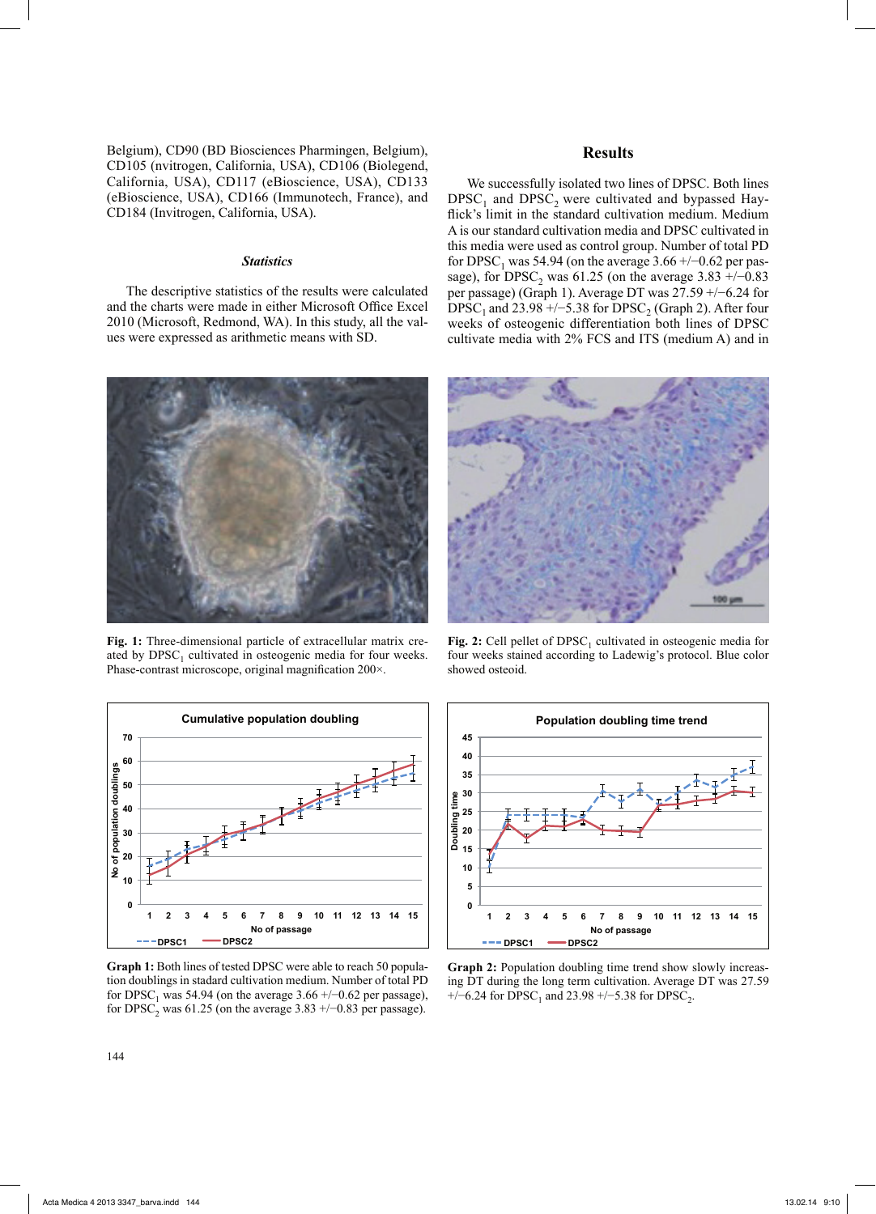Belgium), CD90 (BD Biosciences Pharmingen, Belgium), CD105 (nvitrogen, California, USA), CD106 (Biolegend, California, USA), CD117 (eBioscience, USA), CD133 (eBioscience, USA), CD166 (Immunotech, France), and CD184 (Invitrogen, California, USA).

### *Statistics*

The descriptive statistics of the results were calculated and the charts were made in either Microsoft Office Excel 2010 (Microsoft, Redmond, WA). In this study, all the values were expressed as arithmetic means with SD.

## Results

We successfully isolated two lines of DPSC. Both lines $DPSC_1$ and $DPSC_2$ were cultivated and bypassed Hayflick's limit in the standard cultivation medium. Medium A is our standard cultivation media and DPSC cultivated in this media were used as control group. Number of total PD for $DPSC_1$ was 54.94 (on the average 3.66 +/−0.62 per passage), for $DPSC_2$ was 61.25 (on the average 3.83 +/−0.83 per passage) (Graph 1). Average DT was 27.59 +/−6.24 for $DPSC_1$ and 23.98 +/−5.38 for $DPSC_2$ (Graph 2). After four weeks of osteogenic differentiation both lines of DPSC cultivate media with 2% FCS and ITS (medium A) and in

**Fig. 1:** Three-dimensional particle of extracellular matrix created by $DPSC_1$ cultivated in osteogenic media for four weeks. Phase-contrast microscope, original magnification 200×.

**Fig. 2:** Cell pellet of $DPSC_1$ cultivated in osteogenic media for four weeks stained according to Ladewig's protocol. Blue color showed osteoid.

**Graph 1:** Both lines of tested DPSC were able to reach 50 population doublings in stadard cultivation medium. Number of total PD for $DPSC_1$ was 54.94 (on the average 3.66 +/−0.62 per passage), for $DPSC_2$ was 61.25 (on the average 3.83 +/−0.83 per passage).

**Graph 2:** Population doubling time trend show slowly increasing DT during the long term cultivation. Average DT was 27.59 +/−6.24 for $DPSC_1$ and 23.98 +/−5.38 for $DPSC_2$.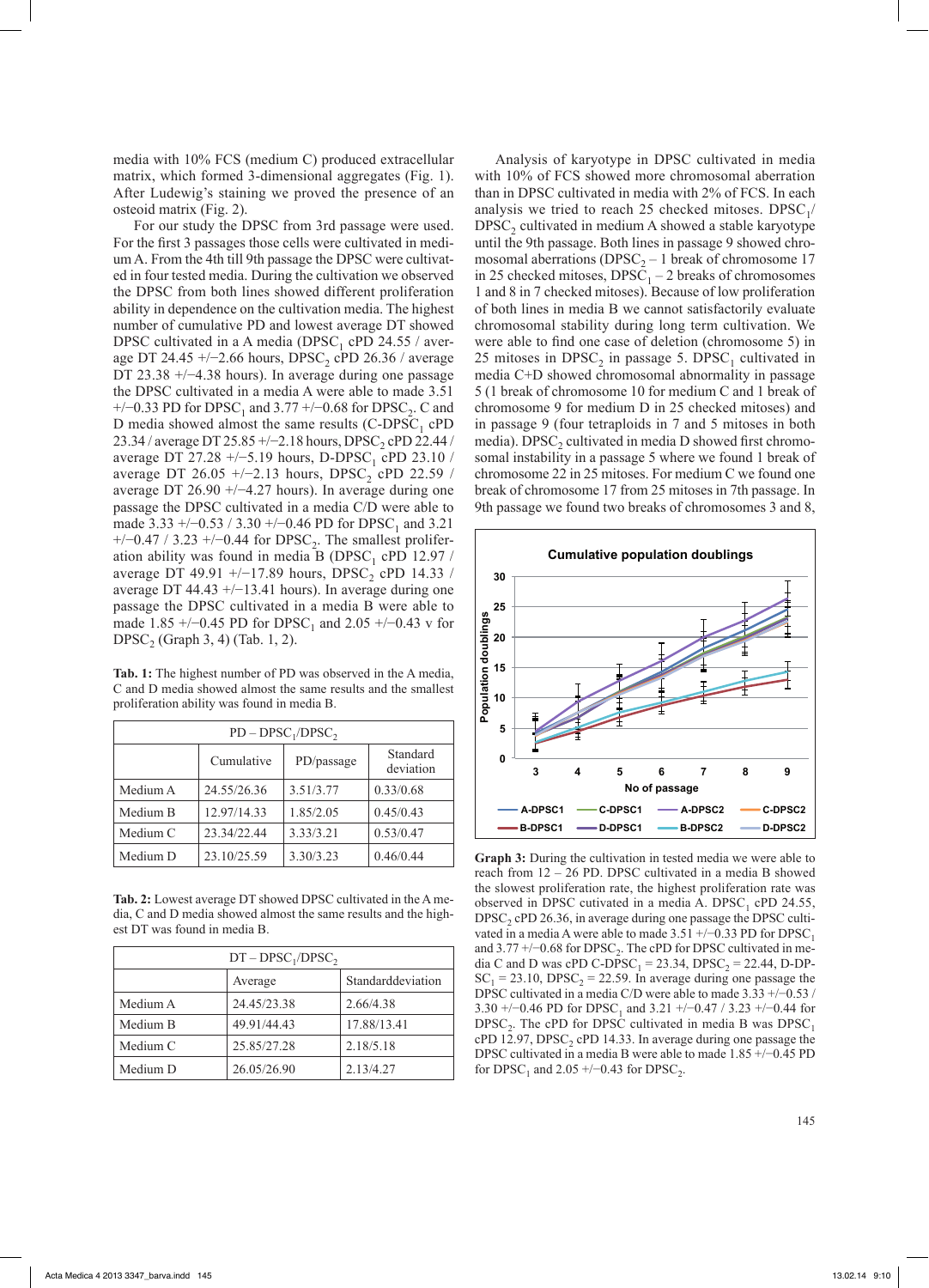media with 10% FCS (medium C) produced extracellular matrix, which formed 3-dimensional aggregates (Fig. 1). After Ludewig's staining we proved the presence of an osteoid matrix (Fig. 2).

For our study the DPSC from 3rd passage were used. For the first 3 passages those cells were cultivated in medium A. From the 4th till 9th passage the DPSC were cultivated in four tested media. During the cultivation we observed the DPSC from both lines showed different proliferation ability in dependence on the cultivation media. The highest number of cumulative PD and lowest average DT showed DPSC cultivated in a A media ($DPSC_1$ cPD 24.55 / average DT 24.45 +/−2.66 hours, $DPSC_2$ cPD 26.36 / average DT 23.38 +/−4.38 hours). In average during one passage the DPSC cultivated in a media A were able to made 3.51 +/−0.33 PD for $DPSC_1$ and 3.77 +/−0.68 for $DPSC_2$. C and D media showed almost the same results (C-$DPSC_1$ cPD 23.34 / average DT 25.85 +/−2.18 hours, $DPSC_2$ cPD 22.44 / average DT 27.28 +/−5.19 hours, D-$DPSC_1$ cPD 23.10 / average DT 26.05 +/−2.13 hours, $DPSC_2$ cPD 22.59 / average DT 26.90 +/−4.27 hours). In average during one passage the DPSC cultivated in a media C/D were able to made 3.33 +/−0.53 / 3.30 +/−0.46 PD for $DPSC_1$ and 3.21 +/−0.47 / 3.23 +/−0.44 for $DPSC_2$. The smallest proliferation ability was found in media B ($DPSC_1$ cPD 12.97 / average DT 49.91 +/−17.89 hours, $DPSC_2$ cPD 14.33 / average DT 44.43 +/−13.41 hours). In average during one passage the DPSC cultivated in a media B were able to made 1.85 +/−0.45 PD for $DPSC_1$ and 2.05 +/−0.43 v for $DPSC_2$ (Graph 3, 4) (Tab. 1, 2).

**Tab. 1:** The highest number of PD was observed in the A media, C and D media showed almost the same results and the smallest proliferation ability was found in media B.

| PD – $DPSC_1$/$DPSC_2$ | | | |
|---|---|---|---|
| | Cumulative | PD/passage | Standard deviation |
| Medium A | 24.55/26.36 | 3.51/3.77 | 0.33/0.68 |
| Medium B | 12.97/14.33 | 1.85/2.05 | 0.45/0.43 |
| Medium C | 23.34/22.44 | 3.33/3.21 | 0.53/0.47 |
| Medium D | 23.10/25.59 | 3.30/3.23 | 0.46/0.44 |

**Tab. 2:** Lowest average DT showed DPSC cultivated in the A media, C and D media showed almost the same results and the highest DT was found in media B.

| DT – $DPSC_1$/$DPSC_2$ | | |
|---|---|---|
| | Average | Standarddeviation |
| Medium A | 24.45/23.38 | 2.66/4.38 |
| Medium B | 49.91/44.43 | 17.88/13.41 |
| Medium C | 25.85/27.28 | 2.18/5.18 |
| Medium D | 26.05/26.90 | 2.13/4.27 |

Analysis of karyotype in DPSC cultivated in media with 10% of FCS showed more chromosomal aberration than in DPSC cultivated in media with 2% of FCS. In each analysis we tried to reach 25 checked mitoses. $DPSC_1$/$DPSC_2$ cultivated in medium A showed a stable karyotype until the 9th passage. Both lines in passage 9 showed chromosomal aberrations ($DPSC_2$ – 1 break of chromosome 17 in 25 checked mitoses, $DPSC_1$ – 2 breaks of chromosomes 1 and 8 in 7 checked mitoses). Because of low proliferation of both lines in media B we cannot satisfactorily evaluate chromosomal stability during long term cultivation. We were able to find one case of deletion (chromosome 5) in 25 mitoses in $DPSC_2$ in passage 5. $DPSC_1$ cultivated in media C+D showed chromosomal abnormality in passage 5 (1 break of chromosome 10 for medium C and 1 break of chromosome 9 for medium D in 25 checked mitoses) and in passage 9 (four tetraploids in 7 and 5 mitoses in both media). $DPSC_2$ cultivated in media D showed first chromosomal instability in a passage 5 where we found 1 break of chromosome 22 in 25 mitoses. For medium C we found one break of chromosome 17 from 25 mitoses in 7th passage. In 9th passage we found two breaks of chromosomes 3 and 8,

**Graph 3:** During the cultivation in tested media we were able to reach from 12 – 26 PD. DPSC cultivated in a media B showed the slowest proliferation rate, the highest proliferation rate was observed in DPSC cutivated in a media A. $DPSC_1$ cPD 24.55, $DPSC_2$ cPD 26.36, in average during one passage the DPSC cultivated in a media A were able to made 3.51 +/−0.33 PD for $DPSC_1$ and 3.77 +/−0.68 for $DPSC_2$. The cPD for DPSC cultivated in media C and D was cPD C-$DPSC_1$ = 23.34, $DPSC_2$ = 22.44, D-DP-$SC_1$ = 23.10, $DPSC_2$ = 22.59. In average during one passage the DPSC cultivated in a media C/D were able to made 3.33 +/−0.53 / 3.30 +/−0.46 PD for $DPSC_1$ and 3.21 +/−0.47 / 3.23 +/−0.44 for $DPSC_2$. The cPD for DPSC cultivated in media B was $DPSC_1$ cPD 12.97, $DPSC_2$ cPD 14.33. In average during one passage the DPSC cultivated in a media B were able to made 1.85 +/−0.45 PD for $DPSC_1$ and 2.05 +/−0.43 for $DPSC_2$.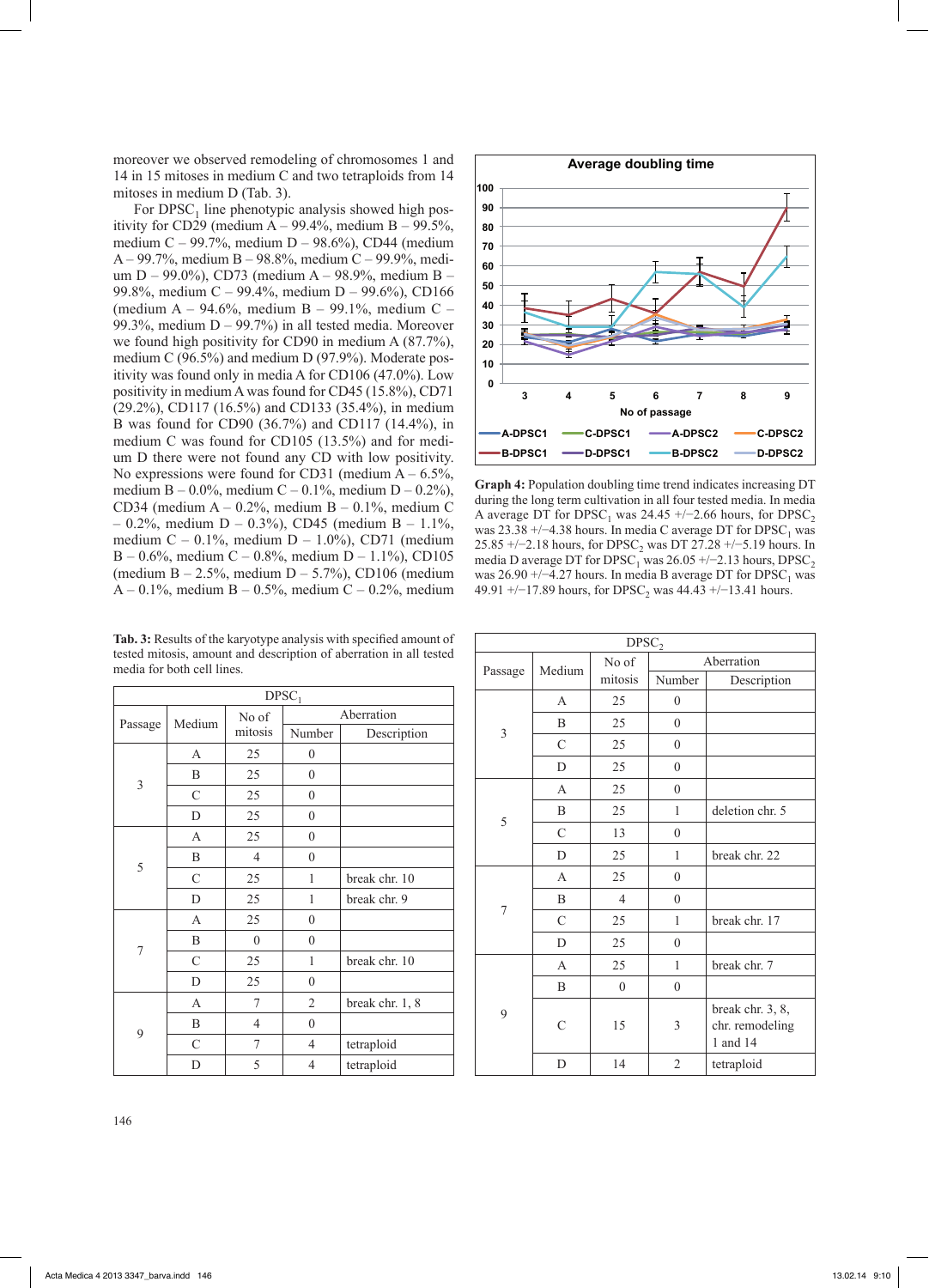moreover we observed remodeling of chromosomes 1 and 14 in 15 mitoses in medium C and two tetraploids from 14 mitoses in medium D (Tab. 3).

For $DPSC_1$ line phenotypic analysis showed high positivity for CD29 (medium A – 99.4%, medium B – 99.5%, medium C – 99.7%, medium D – 98.6%), CD44 (medium A – 99.7%, medium B – 98.8%, medium C – 99.9%, medium D – 99.0%), CD73 (medium A – 98.9%, medium B – 99.8%, medium C – 99.4%, medium D – 99.6%), CD166 (medium A – 94.6%, medium B – 99.1%, medium C – 99.3%, medium D – 99.7%) in all tested media. Moreover we found high positivity for CD90 in medium A (87.7%), medium C (96.5%) and medium D (97.9%). Moderate positivity was found only in media A for CD106 (47.0%). Low positivity in medium A was found for CD45 (15.8%), CD71 (29.2%), CD117 (16.5%) and CD133 (35.4%), in medium B was found for CD90 (36.7%) and CD117 (14.4%), in medium C was found for CD105 (13.5%) and for medium D there were not found any CD with low positivity. No expressions were found for CD31 (medium A – 6.5%, medium B – 0.0%, medium C – 0.1%, medium D – 0.2%), CD34 (medium A – 0.2%, medium B – 0.1%, medium C – 0.2%, medium D – 0.3%), CD45 (medium B – 1.1%, medium C – 0.1%, medium D – 1.0%), CD71 (medium B – 0.6%, medium C – 0.8%, medium D – 1.1%), CD105 (medium B – 2.5%, medium D – 5.7%), CD106 (medium A – 0.1%, medium B – 0.5%, medium C – 0.2%, medium

**Graph 4:** Population doubling time trend indicates increasing DT during the long term cultivation in all four tested media. In media A average DT for $DPSC_1$ was 24.45 +/−2.66 hours, for $DPSC_2$ was 23.38 +/−4.38 hours. In media C average DT for $DPSC_1$ was 25.85 +/−2.18 hours, for $DPSC_2$ was DT 27.28 +/−5.19 hours. In media D average DT for $DPSC_1$ was 26.05 +/−2.13 hours, $DPSC_2$ was 26.90 +/−4.27 hours. In media B average DT for $DPSC_1$ was 49.91 +/−17.89 hours, for $DPSC_2$ was 44.43 +/−13.41 hours.

**Tab. 3:** Results of the karyotype analysis with specified amount of tested mitosis, amount and description of aberration in all tested media for both cell lines.

| $DPSC_1$ | | | | |
|---|---|---|---|---|
| Passage | Medium | No of mitosis | Aberration | |
| | | | Number | Description |
| 3 | A | 25 | 0 | |
| | B | 25 | 0 | |
| | C | 25 | 0 | |
| | D | 25 | 0 | |
| 5 | A | 25 | 0 | |
| | B | 4 | 0 | |
| | C | 25 | 1 | break chr. 10 |
| | D | 25 | 1 | break chr. 9 |
| 7 | A | 25 | 0 | |
| | B | 0 | 0 | |
| | C | 25 | 1 | break chr. 10 |
| | D | 25 | 0 | |
| 9 | A | 7 | 2 | break chr. 1, 8 |
| | B | 4 | 0 | |
| | C | 7 | 4 | tetraploid |
| | D | 5 | 4 | tetraploid |

| $DPSC_2$ | | | | |
|---|---|---|---|---|
| Passage | Medium | No of mitosis | Aberration | |
| | | | Number | Description |
| 3 | A | 25 | 0 | |
| | B | 25 | 0 | |
| | C | 25 | 0 | |
| | D | 25 | 0 | |
| 5 | A | 25 | 0 | |
| | B | 25 | 1 | deletion chr. 5 |
| | C | 13 | 0 | |
| | D | 25 | 1 | break chr. 22 |
| 7 | A | 25 | 0 | |
| | B | 4 | 0 | |
| | C | 25 | 1 | break chr. 17 |
| | D | 25 | 0 | |
| 9 | A | 25 | 1 | break chr. 7 |
| | B | 0 | 0 | |
| | C | 15 | 3 | break chr. 3, 8, chr. remodeling 1 and 14 |
| | D | 14 | 2 | tetraploid |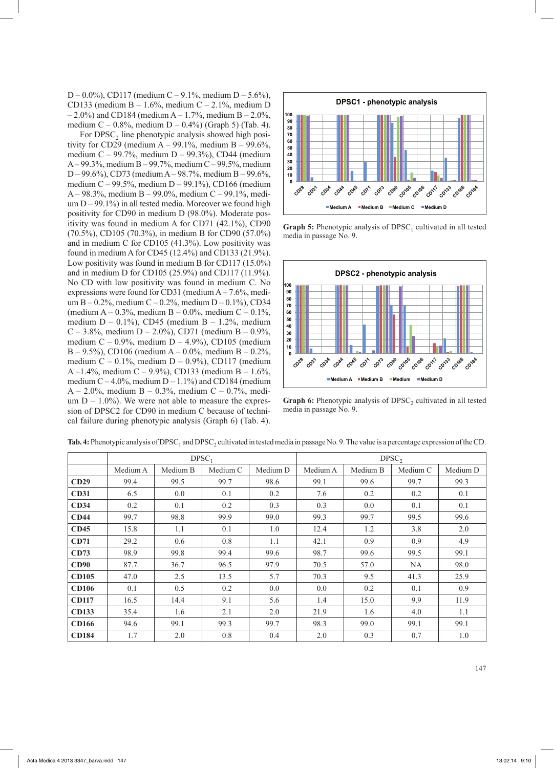D – 0.0%), CD117 (medium C – 9.1%, medium D – 5.6%), CD133 (medium B – 1.6%, medium C – 2.1%, medium D – 2.0%) and CD184 (medium A – 1.7%, medium B – 2.0%, medium C – 0.8%, medium D – 0.4%) (Graph 5) (Tab. 4).

For $DPSC_2$ line phenotypic analysis showed high positivity for CD29 (medium A – 99.1%, medium B – 99.6%, medium C – 99.7%, medium D – 99.3%), CD44 (medium A – 99.3%, medium B – 99.7%, medium C – 99.5%, medium D – 99.6%), CD73 (medium A – 98.7%, medium B – 99.6%, medium C – 99.5%, medium D – 99.1%), CD166 (medium A – 98.3%, medium B – 99.0%, medium C – 99.1%, medium D – 99.1%) in all tested media. Moreover we found high positivity for CD90 in medium D (98.0%). Moderate positivity was found in medium A for CD71 (42.1%), CD90 (70.5%), CD105 (70.3%), in medium B for CD90 (57.0%) and in medium C for CD105 (41.3%). Low positivity was found in medium A for CD45 (12.4%) and CD133 (21.9%). Low positivity was found in medium B for CD117 (15.0%) and in medium D for CD105 (25.9%) and CD117 (11.9%). No CD with low positivity was found in medium C. No expressions were found for CD31 (medium A – 7.6%, medium B – 0.2%, medium C – 0.2%, medium D – 0.1%), CD34 (medium A – 0.3%, medium B – 0.0%, medium C – 0.1%, medium D – 0.1%), CD45 (medium B – 1.2%, medium C – 3.8%, medium D – 2.0%), CD71 (medium B – 0.9%, medium C – 0.9%, medium D – 4.9%), CD105 (medium B – 9.5%), CD106 (medium A – 0.0%, medium B – 0.2%, medium C – 0.1%, medium D – 0.9%), CD117 (medium A –1.4%, medium C – 9.9%), CD133 (medium B – 1.6%, medium C – 4.0%, medium D – 1.1%) and CD184 (medium A – 2.0%, medium B – 0.3%, medium C – 0.7%, medium D – 1.0%). We were not able to measure the expression of DPSC2 for CD90 in medium C because of technical failure during phenotypic analysis (Graph 6) (Tab. 4).

**Graph 5:** Phenotypic analysis of $DPSC_1$ cultivated in all tested media in passage No. 9.

**Graph 6:** Phenotypic analysis of $DPSC_2$ cultivated in all tested media in passage No. 9.

**Tab. 4:** Phenotypic analysis of $DPSC_1$ and $DPSC_2$ cultivated in tested media in passage No. 9. The value is a percentage expression of the CD.

| | $DPSC_1$ | | | | $DPSC_2$ | | | |
|---|---|---|---|---|---|---|---|---|
| | Medium A | Medium B | Medium C | Medium D | Medium A | Medium B | Medium C | Medium D |
| **CD29** | 99.4 | 99.5 | 99.7 | 98.6 | 99.1 | 99.6 | 99.7 | 99.3 |
| **CD31** | 6.5 | 0.0 | 0.1 | 0.2 | 7.6 | 0.2 | 0.2 | 0.1 |
| **CD34** | 0.2 | 0.1 | 0.2 | 0.3 | 0.3 | 0.0 | 0.1 | 0.1 |
| **CD44** | 99.7 | 98.8 | 99.9 | 99.0 | 99.3 | 99.7 | 99.5 | 99.6 |
| **CD45** | 15.8 | 1.1 | 0.1 | 1.0 | 12.4 | 1.2 | 3.8 | 2.0 |
| **CD71** | 29.2 | 0.6 | 0.8 | 1.1 | 42.1 | 0.9 | 0.9 | 4.9 |
| **CD73** | 98.9 | 99.8 | 99.4 | 99.6 | 98.7 | 99.6 | 99.5 | 99.1 |
| **CD90** | 87.7 | 36.7 | 96.5 | 97.9 | 70.5 | 57.0 | NA | 98.0 |
| **CD105** | 47.0 | 2.5 | 13.5 | 5.7 | 70.3 | 9.5 | 41.3 | 25.9 |
| **CD106** | 0.1 | 0.5 | 0.2 | 0.0 | 0.0 | 0.2 | 0.1 | 0.9 |
| **CD117** | 16.5 | 14.4 | 9.1 | 5.6 | 1.4 | 15.0 | 9.9 | 11.9 |
| **CD133** | 35.4 | 1.6 | 2.1 | 2.0 | 21.9 | 1.6 | 4.0 | 1.1 |
| **CD166** | 94.6 | 99.1 | 99.3 | 99.7 | 98.3 | 99.0 | 99.1 | 99.1 |
| **CD184** | 1.7 | 2.0 | 0.8 | 0.4 | 2.0 | 0.3 | 0.7 | 1.0 |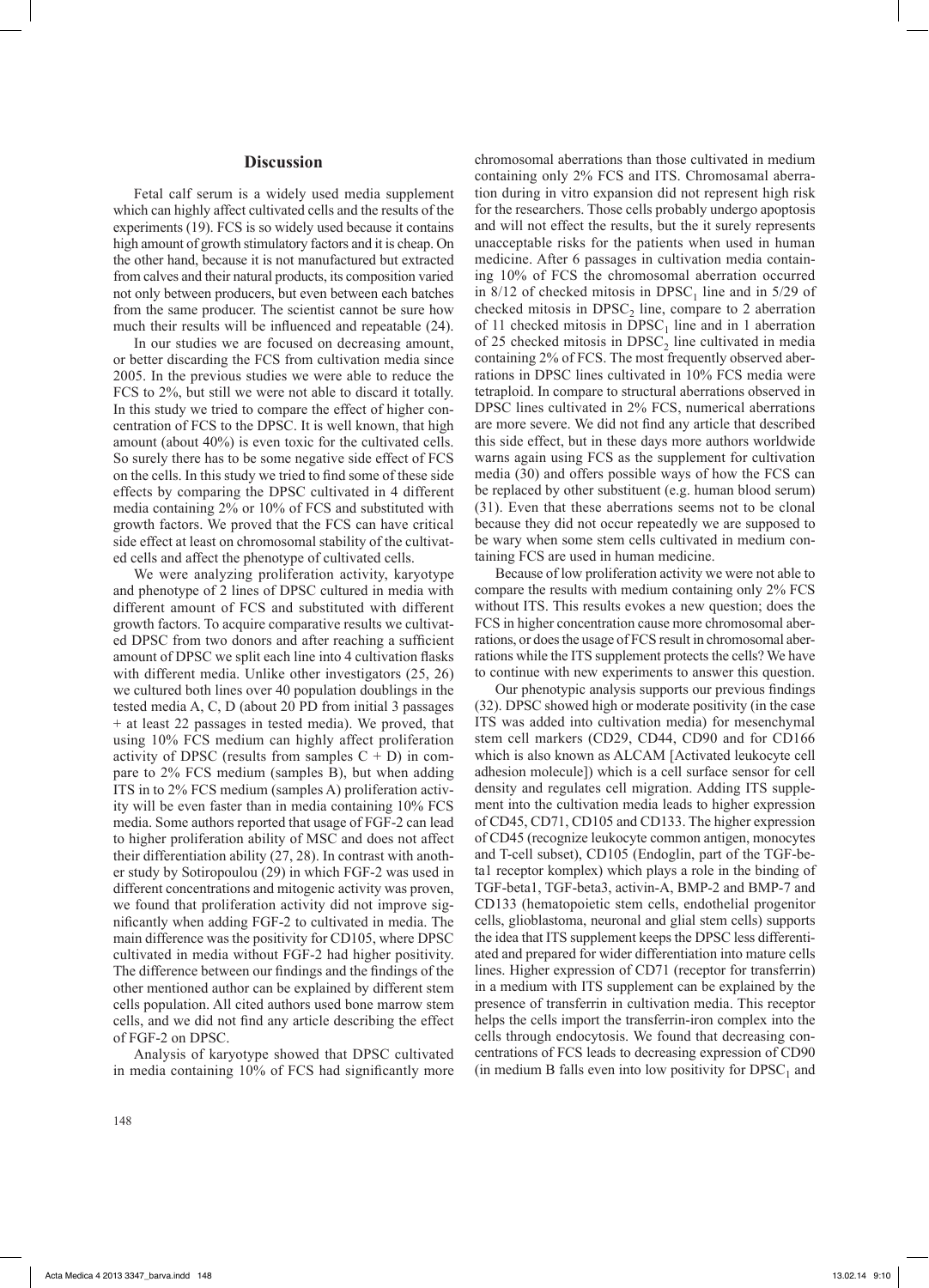## Discussion

Fetal calf serum is a widely used media supplement which can highly affect cultivated cells and the results of the experiments (19). FCS is so widely used because it contains high amount of growth stimulatory factors and it is cheap. On the other hand, because it is not manufactured but extracted from calves and their natural products, its composition varied not only between producers, but even between each batches from the same producer. The scientist cannot be sure how much their results will be influenced and repeatable (24).

In our studies we are focused on decreasing amount, or better discarding the FCS from cultivation media since 2005. In the previous studies we were able to reduce the FCS to 2%, but still we were not able to discard it totally. In this study we tried to compare the effect of higher concentration of FCS to the DPSC. It is well known, that high amount (about 40%) is even toxic for the cultivated cells. So surely there has to be some negative side effect of FCS on the cells. In this study we tried to find some of these side effects by comparing the DPSC cultivated in 4 different media containing 2% or 10% of FCS and substituted with growth factors. We proved that the FCS can have critical side effect at least on chromosomal stability of the cultivated cells and affect the phenotype of cultivated cells.

We were analyzing proliferation activity, karyotype and phenotype of 2 lines of DPSC cultured in media with different amount of FCS and substituted with different growth factors. To acquire comparative results we cultivated DPSC from two donors and after reaching a sufficient amount of DPSC we split each line into 4 cultivation flasks with different media. Unlike other investigators (25, 26) we cultured both lines over 40 population doublings in the tested media A, C, D (about 20 PD from initial 3 passages + at least 22 passages in tested media). We proved, that using 10% FCS medium can highly affect proliferation activity of DPSC (results from samples C + D) in compare to 2% FCS medium (samples B), but when adding ITS in to 2% FCS medium (samples A) proliferation activity will be even faster than in media containing 10% FCS media. Some authors reported that usage of FGF-2 can lead to higher proliferation ability of MSC and does not affect their differentiation ability (27, 28). In contrast with another study by Sotiropoulou (29) in which FGF-2 was used in different concentrations and mitogenic activity was proven, we found that proliferation activity did not improve significantly when adding FGF-2 to cultivated in media. The main difference was the positivity for CD105, where DPSC cultivated in media without FGF-2 had higher positivity. The difference between our findings and the findings of the other mentioned author can be explained by different stem cells population. All cited authors used bone marrow stem cells, and we did not find any article describing the effect of FGF-2 on DPSC.

Analysis of karyotype showed that DPSC cultivated in media containing 10% of FCS had significantly more chromosomal aberrations than those cultivated in medium containing only 2% FCS and ITS. Chromosamal aberration during in vitro expansion did not represent high risk for the researchers. Those cells probably undergo apoptosis and will not effect the results, but the it surely represents unacceptable risks for the patients when used in human medicine. After 6 passages in cultivation media containing 10% of FCS the chromosomal aberration occurred in 8/12 of checked mitosis in $DPSC_1$ line and in 5/29 of checked mitosis in $DPSC_2$ line, compare to 2 aberration of 11 checked mitosis in $DPSC_1$ line and in 1 aberration of 25 checked mitosis in $DPSC_2$ line cultivated in media containing 2% of FCS. The most frequently observed aberrations in DPSC lines cultivated in 10% FCS media were tetraploid. In compare to structural aberrations observed in DPSC lines cultivated in 2% FCS, numerical aberrations are more severe. We did not find any article that described this side effect, but in these days more authors worldwide warns again using FCS as the supplement for cultivation media (30) and offers possible ways of how the FCS can be replaced by other substituent (e.g. human blood serum) (31). Even that these aberrations seems not to be clonal because they did not occur repeatedly we are supposed to be wary when some stem cells cultivated in medium containing FCS are used in human medicine.

Because of low proliferation activity we were not able to compare the results with medium containing only 2% FCS without ITS. This results evokes a new question; does the FCS in higher concentration cause more chromosomal aberrations, or does the usage of FCS result in chromosomal aberrations while the ITS supplement protects the cells? We have to continue with new experiments to answer this question.

Our phenotypic analysis supports our previous findings (32). DPSC showed high or moderate positivity (in the case ITS was added into cultivation media) for mesenchymal stem cell markers (CD29, CD44, CD90 and for CD166 which is also known as ALCAM [Activated leukocyte cell adhesion molecule]) which is a cell surface sensor for cell density and regulates cell migration. Adding ITS supplement into the cultivation media leads to higher expression of CD45, CD71, CD105 and CD133. The higher expression of CD45 (recognize leukocyte common antigen, monocytes and T-cell subset), CD105 (Endoglin, part of the TGF-beta1 receptor komplex) which plays a role in the binding of TGF-beta1, TGF-beta3, activin-A, BMP-2 and BMP-7 and CD133 (hematopoietic stem cells, endothelial progenitor cells, glioblastoma, neuronal and glial stem cells) supports the idea that ITS supplement keeps the DPSC less differentiated and prepared for wider differentiation into mature cells lines. Higher expression of CD71 (receptor for transferrin) in a medium with ITS supplement can be explained by the presence of transferrin in cultivation media. This receptor helps the cells import the transferrin-iron complex into the cells through endocytosis. We found that decreasing concentrations of FCS leads to decreasing expression of CD90 (in medium B falls even into low positivity for $DPSC_1$ and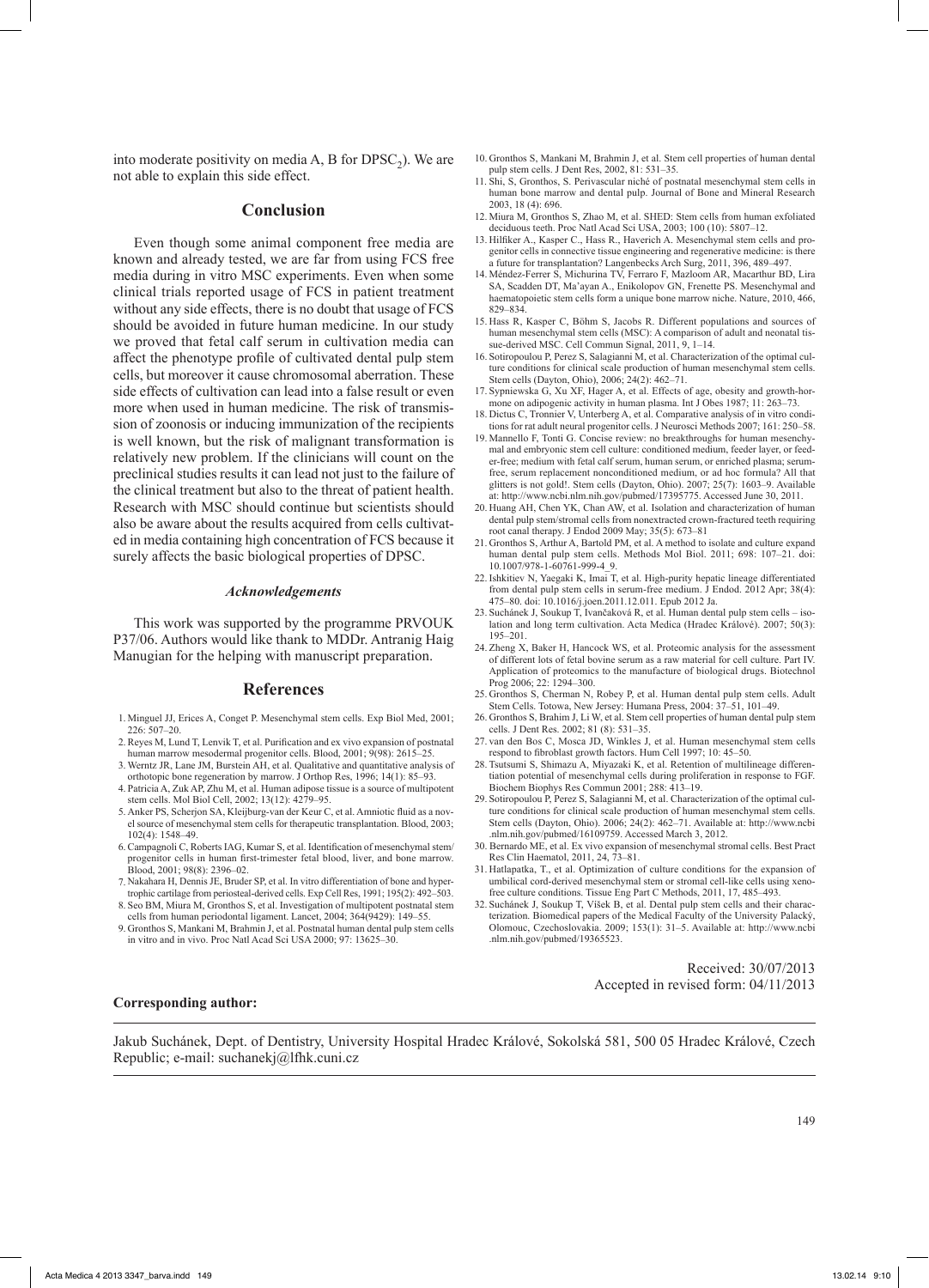into moderate positivity on media A, B for $DPSC_2$). We are not able to explain this side effect.

## Conclusion

Even though some animal component free media are known and already tested, we are far from using FCS free media during in vitro MSC experiments. Even when some clinical trials reported usage of FCS in patient treatment without any side effects, there is no doubt that usage of FCS should be avoided in future human medicine. In our study we proved that fetal calf serum in cultivation media can affect the phenotype profile of cultivated dental pulp stem cells, but moreover it cause chromosomal aberration. These side effects of cultivation can lead into a false result or even more when used in human medicine. The risk of transmission of zoonosis or inducing immunization of the recipients is well known, but the risk of malignant transformation is relatively new problem. If the clinicians will count on the preclinical studies results it can lead not just to the failure of the clinical treatment but also to the threat of patient health. Research with MSC should continue but scientists should also be aware about the results acquired from cells cultivated in media containing high concentration of FCS because it surely affects the basic biological properties of DPSC.

### *Acknowledgements*

This work was supported by the programme PRVOUK P37/06. Authors would like thank to MDDr. Antranig Haig Manugian for the helping with manuscript preparation.

## References

1. Minguel JJ, Erices A, Conget P. Mesenchymal stem cells. Exp Biol Med, 2001; 226: 507–20.
2. Reyes M, Lund T, Lenvik T, et al. Purification and ex vivo expansion of postnatal human marrow mesodermal progenitor cells. Blood, 2001; 9(98): 2615–25.
3. Werntz JR, Lane JM, Burstein AH, et al. Qualitative and quantitative analysis of orthotopic bone regeneration by marrow. J Orthop Res, 1996; 14(1): 85–93.
4. Patricia A, Zuk AP, Zhu M, et al. Human adipose tissue is a source of multipotent stem cells. Mol Biol Cell, 2002; 13(12): 4279–95.
5. Anker PS, Scherjon SA, Kleijburg-van der Keur C, et al. Amniotic fluid as a novel source of mesenchymal stem cells for therapeutic transplantation. Blood, 2003; 102(4): 1548–49.
6. Campagnoli C, Roberts IAG, Kumar S, et al. Identification of mesenchymal stem/progenitor cells in human first-trimester fetal blood, liver, and bone marrow. Blood, 2001; 98(8): 2396–02.
7. Nakahara H, Dennis JE, Bruder SP, et al. In vitro differentiation of bone and hypertrophic cartilage from periosteal-derived cells. Exp Cell Res, 1991; 195(2): 492–503.
8. Seo BM, Miura M, Gronthos S, et al. Investigation of multipotent postnatal stem cells from human periodontal ligament. Lancet, 2004; 364(9429): 149–55.
9. Gronthos S, Mankani M, Brahmin J, et al. Postnatal human dental pulp stem cells in vitro and in vivo. Proc Natl Acad Sci USA 2000; 97: 13625–30.
10. Gronthos S, Mankani M, Brahmin J, et al. Stem cell properties of human dental pulp stem cells. J Dent Res, 2002, 81: 531–35.
11. Shi, S, Gronthos, S. Perivascular niché of postnatal mesenchymal stem cells in human bone marrow and dental pulp. Journal of Bone and Mineral Research 2003, 18 (4): 696.
12. Miura M, Gronthos S, Zhao M, et al. SHED: Stem cells from human exfoliated deciduous teeth. Proc Natl Acad Sci USA, 2003; 100 (10): 5807–12.
13. Hilfiker A., Kasper C., Hass R., Haverich A. Mesenchymal stem cells and progenitor cells in connective tissue engineering and regenerative medicine: is there a future for transplantation? Langenbecks Arch Surg, 2011, 396, 489–497.
14. Méndez-Ferrer S, Michurina TV, Ferraro F, Mazloom AR, Macarthur BD, Lira SA, Scadden DT, Ma'ayan A., Enikolopov GN, Frenette PS. Mesenchymal and haematopoietic stem cells form a unique bone marrow niche. Nature, 2010, 466, 829–834.
15. Hass R, Kasper C, Böhm S, Jacobs R. Different populations and sources of human mesenchymal stem cells (MSC): A comparison of adult and neonatal tissue-derived MSC. Cell Commun Signal, 2011, 9, 1–14.
16. Sotiropoulou P, Perez S, Salagianni M, et al. Characterization of the optimal culture conditions for clinical scale production of human mesenchymal stem cells. Stem cells (Dayton, Ohio), 2006; 24(2): 462–71.
17. Sypniewska G, Xu XF, Hager A, et al. Effects of age, obesity and growth-hormone on adipogenic activity in human plasma. Int J Obes 1987; 11: 263–73.
18. Dictus C, Tronnier V, Unterberg A, et al. Comparative analysis of in vitro conditions for rat adult neural progenitor cells. J Neurosci Methods 2007; 161: 250–58.
19. Mannello F, Tonti G. Concise review: no breakthroughs for human mesenchymal and embryonic stem cell culture: conditioned medium, feeder layer, or feeder-free; medium with fetal calf serum, human serum, or enriched plasma; serum-free, serum replacement nonconditioned medium, or ad hoc formula? All that glitters is not gold!. Stem cells (Dayton, Ohio). 2007; 25(7): 1603–9. Available at: http://www.ncbi.nlm.nih.gov/pubmed/17395775. Accessed June 30, 2011.
20. Huang AH, Chen YK, Chan AW, et al. Isolation and characterization of human dental pulp stem/stromal cells from nonextracted crown-fractured teeth requiring root canal therapy. J Endod 2009 May; 35(5): 673–81
21. Gronthos S, Arthur A, Bartold PM, et al. A method to isolate and culture expand human dental pulp stem cells. Methods Mol Biol. 2011; 698: 107–21. doi: 10.1007/978-1-60761-999-4_9.
22. Ishkitiev N, Yaegaki K, Imai T, et al. High-purity hepatic lineage differentiated from dental pulp stem cells in serum-free medium. J Endod. 2012 Apr; 38(4): 475–80. doi: 10.1016/j.joen.2011.12.011. Epub 2012 Ja.
23. Suchánek J, Soukup T, Ivančaková R, et al. Human dental pulp stem cells – isolation and long term cultivation. Acta Medica (Hradec Králové). 2007; 50(3): 195–201.
24. Zheng X, Baker H, Hancock WS, et al. Proteomic analysis for the assessment of different lots of fetal bovine serum as a raw material for cell culture. Part IV. Application of proteomics to the manufacture of biological drugs. Biotechnol Prog 2006; 22: 1294–300.
25. Gronthos S, Cherman N, Robey P, et al. Human dental pulp stem cells. Adult Stem Cells. Totowa, New Jersey: Humana Press, 2004: 37–51, 101–49.
26. Gronthos S, Brahim J, Li W, et al. Stem cell properties of human dental pulp stem cells. J Dent Res. 2002; 81 (8): 531–35.
27. van den Bos C, Mosca JD, Winkles J, et al. Human mesenchymal stem cells respond to fibroblast growth factors. Hum Cell 1997; 10: 45–50.
28. Tsutsumi S, Shimazu A, Miyazaki K, et al. Retention of multilineage differentiation potential of mesenchymal cells during proliferation in response to FGF. Biochem Biophys Res Commun 2001; 288: 413–19.
29. Sotiropoulou P, Perez S, Salagianni M, et al. Characterization of the optimal culture conditions for clinical scale production of human mesenchymal stem cells. Stem cells (Dayton, Ohio). 2006; 24(2): 462–71. Available at: http://www.ncbi.nlm.nih.gov/pubmed/16109759. Accessed March 3, 2012.
30. Bernardo ME, et al. Ex vivo expansion of mesenchymal stromal cells. Best Pract Res Clin Haematol, 2011, 24, 73–81.
31. Hatlapatka, T., et al. Optimization of culture conditions for the expansion of umbilical cord-derived mesenchymal stem or stromal cell-like cells using xeno-free culture conditions. Tissue Eng Part C Methods, 2011, 17, 485–493.
32. Suchánek J, Soukup T, Visek B, et al. Dental pulp stem cells and their characterization. Biomedical papers of the Medical Faculty of the University Palacký, Olomouc, Czechoslovakia. 2009; 153(1): 31–5. Available at: http://www.ncbi.nlm.nih.gov/pubmed/19365523.

Received: 30/07/2013
Accepted in revised form: 04/11/2013

**Corresponding author:**

Jakub Suchánek, Dept. of Dentistry, University Hospital Hradec Králové, Sokolská 581, 500 05 Hradec Králové, Czech Republic; e-mail: suchanekj@lfhk.cuni.cz